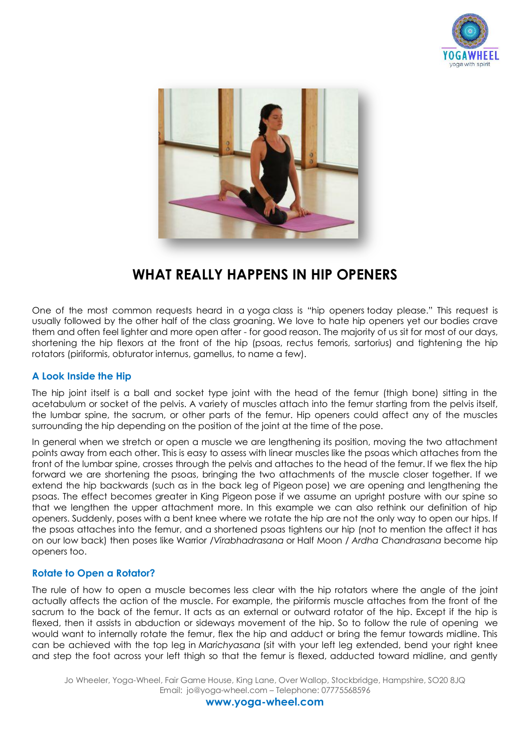# WHAT REALLY HAPPENS IN HIP OPENERS

One of the most common requests heard in a yoga class is "hip openers today please." This request is usually followed by the other half of the class groaning. We love to hate hip openers yet our bodies crave them and often feel lighter and more open after - for good reason. The majority of us sit for most of our days, shortening the hip flexors at the front of the hip (psoas, rectus femoris, sartorius) and tightening the hip rotators (piriformis, obturator internus, gamellus, to name a few).

### A Look Inside the Hip

The hip joint itself is a ball and socket type joint with the head of the femur (thigh bone) sitting in the acetabulum or socket of the pelvis. A variety of muscles attach into the femur starting from the pelvis itself, the lumbar spine, the sacrum, or other parts of the femur. Hip openers could affect any of the muscles surrounding the hip depending on the position of the joint at the time of the pose.

In general when we stretch or open a muscle we are lengthening its position, moving the two attachment points away from each other. This is easy to assess with linear muscles like the psoas which attaches from the front of the lumbar spine, crosses through the pelvis and attaches to the head of the femur. If we flex the hip forward we are shortening the psoas, bringing the two attachments of the muscle closer together. If we extend the hip backwards (such as in the back leg of Pigeon pose) we are opening and lengthening the psoas. The effect becomes greater in King Pigeon pose if we assume an upright posture with our spine so that we lengthen the upper attachment more. In this example we can also rethink our definition of hip openers. Suddenly, poses with a bent knee where we rotate the hip are not the only way to open our hips. If the psoas attaches into the femur, and a shortened psoas tightens our hip (not to mention the affect it has on our low back) then poses like Warrior /*Virabhadrasana* or Half Moon / *Ardha Chandrasana* become hip openers too.

### Rotate to Open a Rotator?

The rule of how to open a muscle becomes less clear with the hip rotators where the angle of the joint actually affects the action of the muscle. For example, the piriformis muscle attaches from the front of the sacrum to the back of the femur. It acts as an external or outward rotator of the hip. Except if the hip is flexed, then it assists in abduction or sideways movement of the hip. So to follow the rule of opening we would want to internally rotate the femur, flex the hip and adduct or bring the femur towards midline. This can be achieved with the top leg in *Marichyasana* (sit with your left leg extended, bend your right knee and step the foot across your left thigh so that the femur is flexed, adducted toward midline, and gently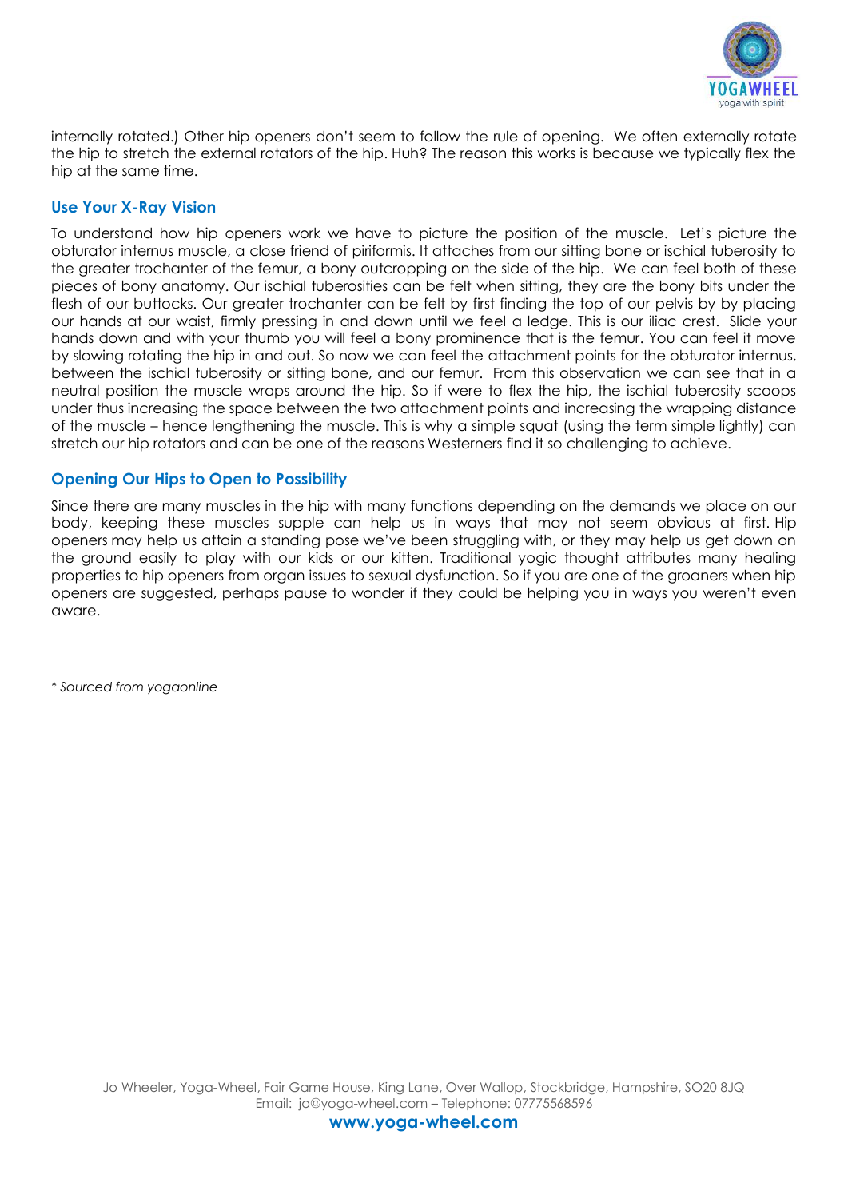internally rotated.) Other hip openers don't seem to follow the rule of opening. We often externally rotate the hip to stretch the external rotators of the hip. Huh? The reason this works is because we typically flex the hip at the same time.

## Use Your X-Ray Vision

To understand how hip openers work we have to picture the position of the muscle. Let's picture the obturator internus muscle, a close friend of piriformis. It attaches from our sitting bone or ischial tuberosity to the greater trochanter of the femur, a bony outcropping on the side of the hip. We can feel both of these pieces of bony anatomy. Our ischial tuberosities can be felt when sitting, they are the bony bits under the flesh of our buttocks. Our greater trochanter can be felt by first finding the top of our pelvis by by placing our hands at our waist, firmly pressing in and down until we feel a ledge. This is our iliac crest. Slide your hands down and with your thumb you will feel a bony prominence that is the femur. You can feel it move by slowing rotating the hip in and out. So now we can feel the attachment points for the obturator internus, between the ischial tuberosity or sitting bone, and our femur. From this observation we can see that in a neutral position the muscle wraps around the hip. So if were to flex the hip, the ischial tuberosity scoops under thus increasing the space between the two attachment points and increasing the wrapping distance of the muscle – hence lengthening the muscle. This is why a simple squat (using the term simple lightly) can stretch our hip rotators and can be one of the reasons Westerners find it so challenging to achieve.

## Opening Our Hips to Open to Possibility

Since there are many muscles in the hip with many functions depending on the demands we place on our body, keeping these muscles supple can help us in ways that may not seem obvious at first. Hip openers may help us attain a standing pose we've been struggling with, or they may help us get down on the ground easily to play with our kids or our kitten. Traditional yogic thought attributes many healing properties to hip openers from organ issues to sexual dysfunction. So if you are one of the groaners when hip openers are suggested, perhaps pause to wonder if they could be helping you in ways you weren't even aware.

*\* Sourced from yogaonline*